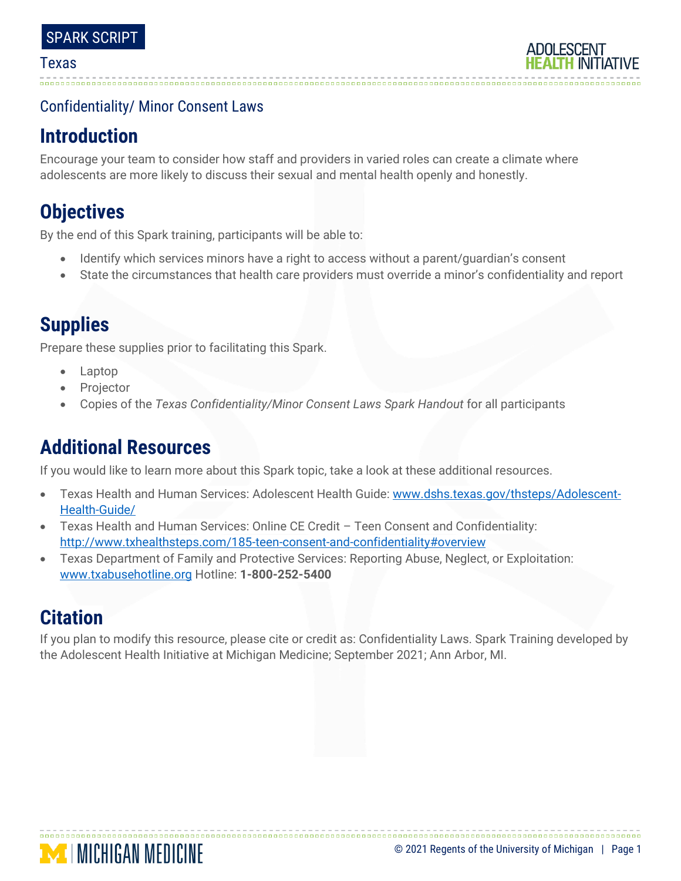SPARK SCRIPT

Texas

## Confidentiality/ Minor Consent Laws

# Introduction

Encourage your team to consider how staff and providers in varied roles can create a climate where adolescents are more likely to discuss their sexual and mental health openly and honestly.

# Objectives

By the end of this Spark training, participants will be able to:

- Identify which services minors have a right to access without a parent/guardian's consent
- State the circumstances that health care providers must override a minor's confidentiality and report

# Supplies

Prepare these supplies prior to facilitating this Spark.

- Laptop
- Projector
- Copies of the *Texas Confidentiality/Minor Consent Laws Spark Handout* for all participants

# Additional Resources

If you would like to learn more about this Spark topic, take a look at these additional resources.

- Texas Health and Human Services: Adolescent Health Guide: [www.dshs.texas.gov/thsteps/Adolescent-Health-Guide/](www.dshs.texas.gov/thsteps/Adolescent-Health-Guide/)
- Texas Health and Human Services: Online CE Credit – Teen Consent and Confidentiality: [http://www.txhealthsteps.com/185-teen-consent-and-confidentiality#overview](http://www.txhealthsteps.com/185-teen-consent-and-confidentiality#overview)
- Texas Department of Family and Protective Services: Reporting Abuse, Neglect, or Exploitation: [www.txabusehotline.org](www.txabusehotline.org) Hotline: **1-800-252-5400**

# Citation

If you plan to modify this resource, please cite or credit as: Confidentiality Laws. Spark Training developed by the Adolescent Health Initiative at Michigan Medicine; September 2021; Ann Arbor, MI.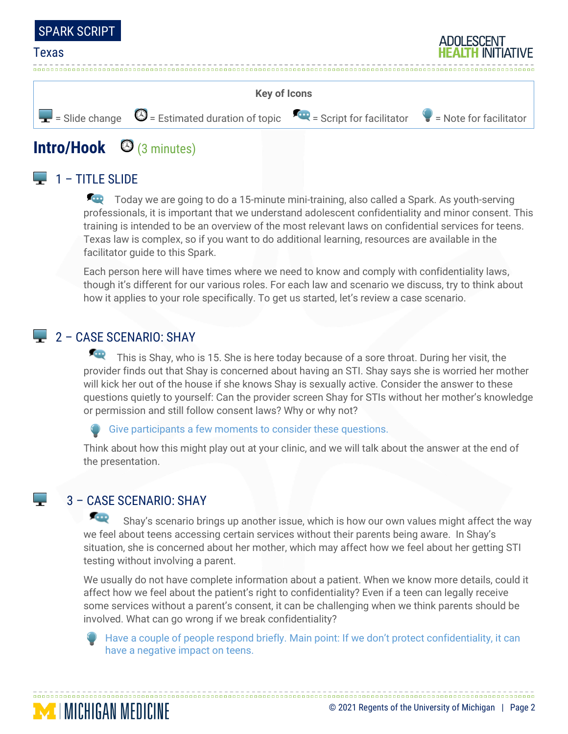**Key of Icons**

= Slide change = Estimated duration of topic = Script for facilitator = Note for facilitator

## Intro/Hook (3 minutes)

### 1 – TITLE SLIDE

Today we are going to do a 15-minute mini-training, also called a Spark. As youth-serving professionals, it is important that we understand adolescent confidentiality and minor consent. This training is intended to be an overview of the most relevant laws on confidential services for teens. Texas law is complex, so if you want to do additional learning, resources are available in the facilitator guide to this Spark.

Each person here will have times where we need to know and comply with confidentiality laws, though it's different for our various roles. For each law and scenario we discuss, try to think about how it applies to your role specifically. To get us started, let's review a case scenario.

### 2 – CASE SCENARIO: SHAY

This is Shay, who is 15. She is here today because of a sore throat. During her visit, the provider finds out that Shay is concerned about having an STI. Shay says she is worried her mother will kick her out of the house if she knows Shay is sexually active. Consider the answer to these questions quietly to yourself: Can the provider screen Shay for STIs without her mother's knowledge or permission and still follow consent laws? Why or why not?

Give participants a few moments to consider these questions.

Think about how this might play out at your clinic, and we will talk about the answer at the end of the presentation.

### 3 – CASE SCENARIO: SHAY

Shay's scenario brings up another issue, which is how our own values might affect the way we feel about teens accessing certain services without their parents being aware. In Shay's situation, she is concerned about her mother, which may affect how we feel about her getting STI testing without involving a parent.

We usually do not have complete information about a patient. When we know more details, could it affect how we feel about the patient's right to confidentiality? Even if a teen can legally receive some services without a parent's consent, it can be challenging when we think parents should be involved. What can go wrong if we break confidentiality?

Have a couple of people respond briefly. Main point: If we don't protect confidentiality, it can have a negative impact on teens.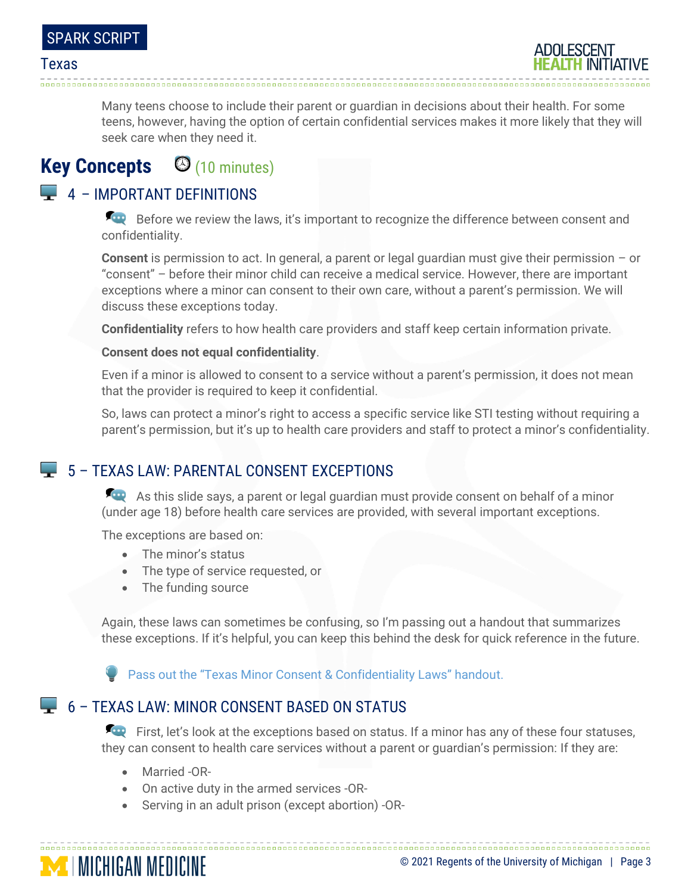Many teens choose to include their parent or guardian in decisions about their health. For some teens, however, having the option of certain confidential services makes it more likely that they will seek care when they need it.

## Key Concepts (10 minutes)

### 4 – IMPORTANT DEFINITIONS

Before we review the laws, it's important to recognize the difference between consent and confidentiality.

**Consent** is permission to act. In general, a parent or legal guardian must give their permission – or "consent" – before their minor child can receive a medical service. However, there are important exceptions where a minor can consent to their own care, without a parent's permission. We will discuss these exceptions today.

**Confidentiality** refers to how health care providers and staff keep certain information private.

**Consent does not equal confidentiality**.

Even if a minor is allowed to consent to a service without a parent's permission, it does not mean that the provider is required to keep it confidential.

So, laws can protect a minor's right to access a specific service like STI testing without requiring a parent's permission, but it's up to health care providers and staff to protect a minor's confidentiality.

### 5 – TEXAS LAW: PARENTAL CONSENT EXCEPTIONS

As this slide says, a parent or legal guardian must provide consent on behalf of a minor (under age 18) before health care services are provided, with several important exceptions.

The exceptions are based on:

- The minor's status
- The type of service requested, or
- The funding source

Again, these laws can sometimes be confusing, so I'm passing out a handout that summarizes these exceptions. If it's helpful, you can keep this behind the desk for quick reference in the future.

Pass out the "Texas Minor Consent & Confidentiality Laws" handout.

### 6 – TEXAS LAW: MINOR CONSENT BASED ON STATUS

First, let's look at the exceptions based on status. If a minor has any of these four statuses, they can consent to health care services without a parent or guardian's permission: If they are:

- Married -OR-
- On active duty in the armed services -OR-
- Serving in an adult prison (except abortion) -OR-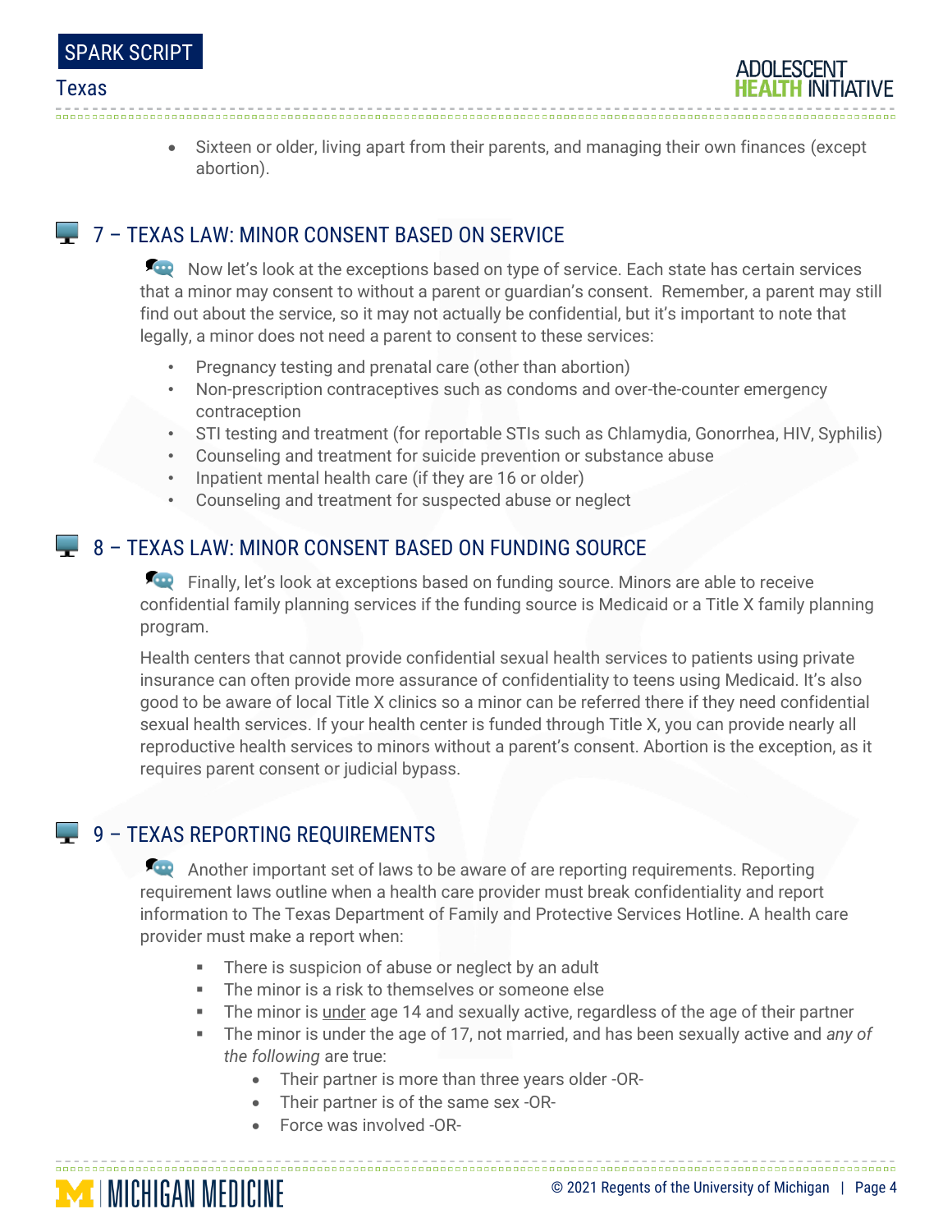- Sixteen or older, living apart from their parents, and managing their own finances (except abortion).

## 7 – TEXAS LAW: MINOR CONSENT BASED ON SERVICE

Now let's look at the exceptions based on type of service. Each state has certain services that a minor may consent to without a parent or guardian's consent. Remember, a parent may still find out about the service, so it may not actually be confidential, but it's important to note that legally, a minor does not need a parent to consent to these services:

- Pregnancy testing and prenatal care (other than abortion)
- Non-prescription contraceptives such as condoms and over-the-counter emergency contraception
- STI testing and treatment (for reportable STIs such as Chlamydia, Gonorrhea, HIV, Syphilis)
- Counseling and treatment for suicide prevention or substance abuse
- Inpatient mental health care (if they are 16 or older)
- Counseling and treatment for suspected abuse or neglect

## 8 – TEXAS LAW: MINOR CONSENT BASED ON FUNDING SOURCE

Finally, let's look at exceptions based on funding source. Minors are able to receive confidential family planning services if the funding source is Medicaid or a Title X family planning program.

Health centers that cannot provide confidential sexual health services to patients using private insurance can often provide more assurance of confidentiality to teens using Medicaid. It's also good to be aware of local Title X clinics so a minor can be referred there if they need confidential sexual health services. If your health center is funded through Title X, you can provide nearly all reproductive health services to minors without a parent's consent. Abortion is the exception, as it requires parent consent or judicial bypass.

## 9 – TEXAS REPORTING REQUIREMENTS

Another important set of laws to be aware of are reporting requirements. Reporting requirement laws outline when a health care provider must break confidentiality and report information to The Texas Department of Family and Protective Services Hotline. A health care provider must make a report when:

- There is suspicion of abuse or neglect by an adult
- The minor is a risk to themselves or someone else
- The minor is under age 14 and sexually active, regardless of the age of their partner
- The minor is under the age of 17, not married, and has been sexually active and *any of the following* are true:
  - Their partner is more than three years older -OR-
  - Their partner is of the same sex -OR-
  - Force was involved -OR-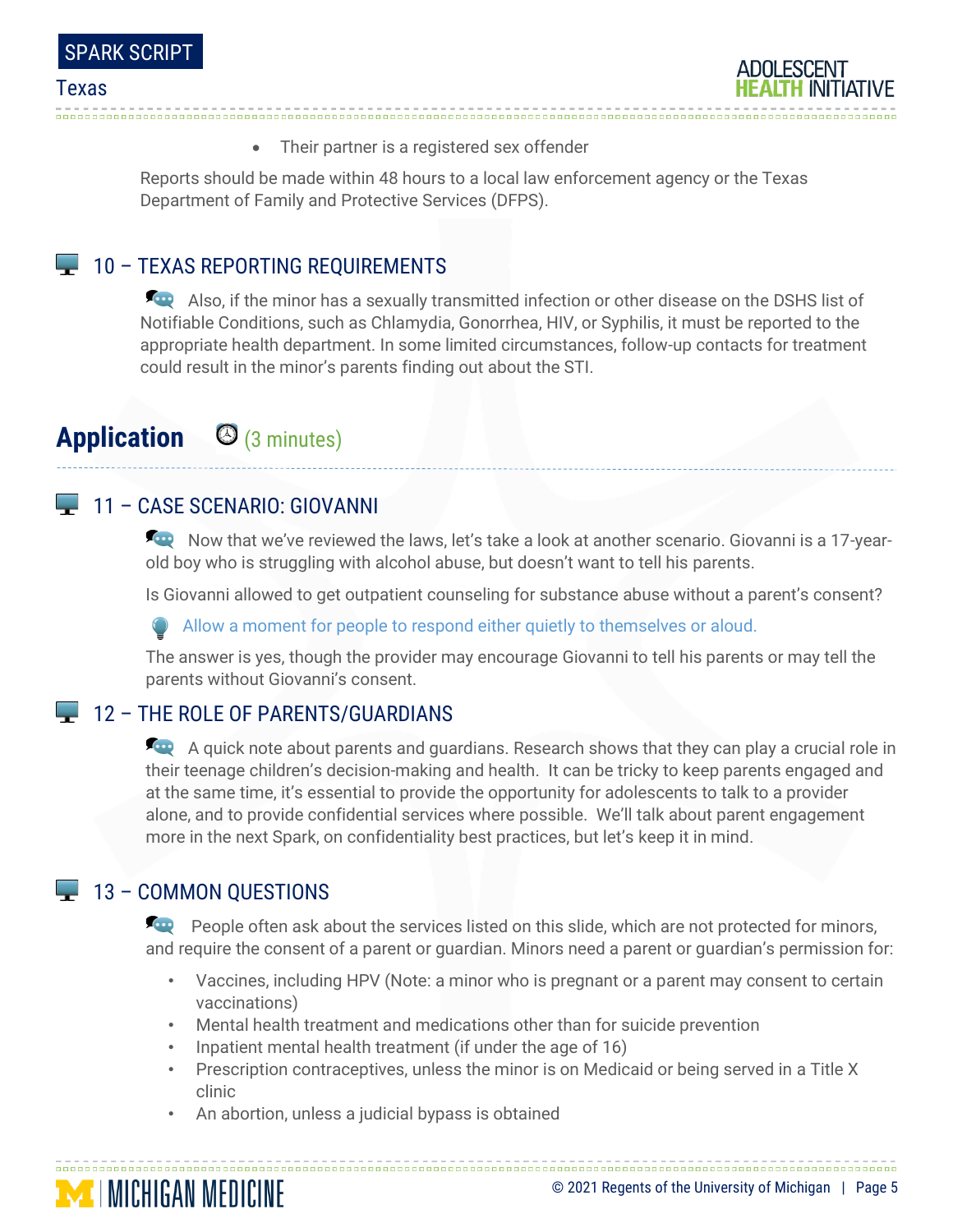- Their partner is a registered sex offender

Reports should be made within 48 hours to a local law enforcement agency or the Texas Department of Family and Protective Services (DFPS).

### 10 – TEXAS REPORTING REQUIREMENTS

Also, if the minor has a sexually transmitted infection or other disease on the DSHS list of Notifiable Conditions, such as Chlamydia, Gonorrhea, HIV, or Syphilis, it must be reported to the appropriate health department. In some limited circumstances, follow-up contacts for treatment could result in the minor's parents finding out about the STI.

## Application (3 minutes)

### 11 – CASE SCENARIO: GIOVANNI

Now that we've reviewed the laws, let's take a look at another scenario. Giovanni is a 17-year-old boy who is struggling with alcohol abuse, but doesn't want to tell his parents.

Is Giovanni allowed to get outpatient counseling for substance abuse without a parent's consent?

*Allow a moment for people to respond either quietly to themselves or aloud.*

The answer is yes, though the provider may encourage Giovanni to tell his parents or may tell the parents without Giovanni's consent.

### 12 – THE ROLE OF PARENTS/GUARDIANS

A quick note about parents and guardians. Research shows that they can play a crucial role in their teenage children's decision-making and health. It can be tricky to keep parents engaged and at the same time, it's essential to provide the opportunity for adolescents to talk to a provider alone, and to provide confidential services where possible. We'll talk about parent engagement more in the next Spark, on confidentiality best practices, but let's keep it in mind.

### 13 – COMMON QUESTIONS

People often ask about the services listed on this slide, which are not protected for minors, and require the consent of a parent or guardian. Minors need a parent or guardian's permission for:

- Vaccines, including HPV (Note: a minor who is pregnant or a parent may consent to certain vaccinations)
- Mental health treatment and medications other than for suicide prevention
- Inpatient mental health treatment (if under the age of 16)
- Prescription contraceptives, unless the minor is on Medicaid or being served in a Title X clinic
- An abortion, unless a judicial bypass is obtained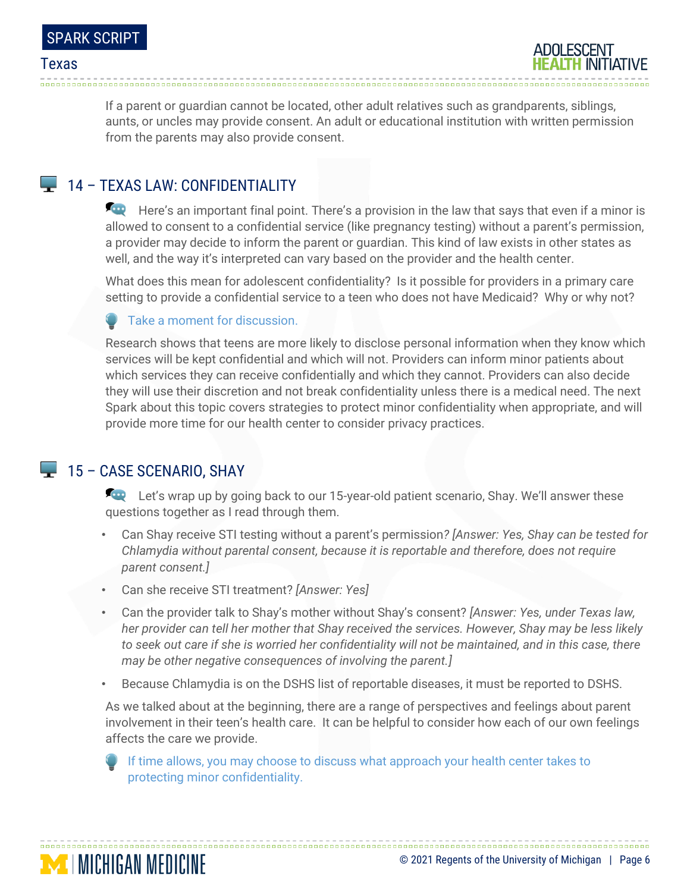If a parent or guardian cannot be located, other adult relatives such as grandparents, siblings, aunts, or uncles may provide consent. An adult or educational institution with written permission from the parents may also provide consent.

## 14 – TEXAS LAW: CONFIDENTIALITY

Here's an important final point. There's a provision in the law that says that even if a minor is allowed to consent to a confidential service (like pregnancy testing) without a parent's permission, a provider may decide to inform the parent or guardian. This kind of law exists in other states as well, and the way it's interpreted can vary based on the provider and the health center.

What does this mean for adolescent confidentiality? Is it possible for providers in a primary care setting to provide a confidential service to a teen who does not have Medicaid? Why or why not?

Take a moment for discussion.

Research shows that teens are more likely to disclose personal information when they know which services will be kept confidential and which will not. Providers can inform minor patients about which services they can receive confidentially and which they cannot. Providers can also decide they will use their discretion and not break confidentiality unless there is a medical need. The next Spark about this topic covers strategies to protect minor confidentiality when appropriate, and will provide more time for our health center to consider privacy practices.

## 15 – CASE SCENARIO, SHAY

Let's wrap up by going back to our 15-year-old patient scenario, Shay. We'll answer these questions together as I read through them.

- Can Shay receive STI testing without a parent's permission? *[Answer: Yes, Shay can be tested for Chlamydia without parental consent, because it is reportable and therefore, does not require parent consent.]*
- Can she receive STI treatment? *[Answer: Yes]*
- Can the provider talk to Shay's mother without Shay's consent? *[Answer: Yes, under Texas law, her provider can tell her mother that Shay received the services. However, Shay may be less likely to seek out care if she is worried her confidentiality will not be maintained, and in this case, there may be other negative consequences of involving the parent.]*
- Because Chlamydia is on the DSHS list of reportable diseases, it must be reported to DSHS.

As we talked about at the beginning, there are a range of perspectives and feelings about parent involvement in their teen's health care. It can be helpful to consider how each of our own feelings affects the care we provide.

If time allows, you may choose to discuss what approach your health center takes to protecting minor confidentiality.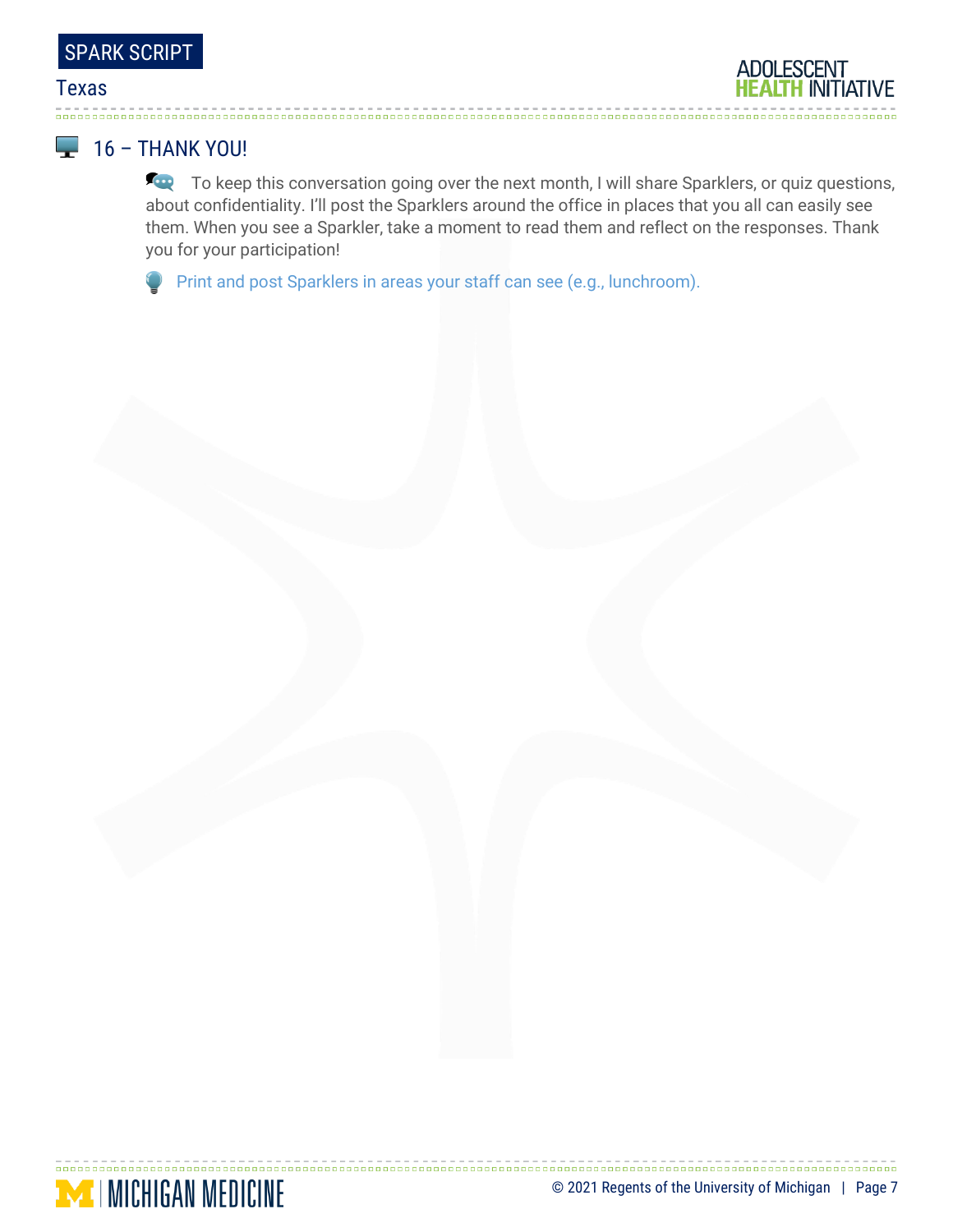## 16 – THANK YOU!

To keep this conversation going over the next month, I will share Sparklers, or quiz questions, about confidentiality. I'll post the Sparklers around the office in places that you all can easily see them. When you see a Sparkler, take a moment to read them and reflect on the responses. Thank you for your participation!

Print and post Sparklers in areas your staff can see (e.g., lunchroom).